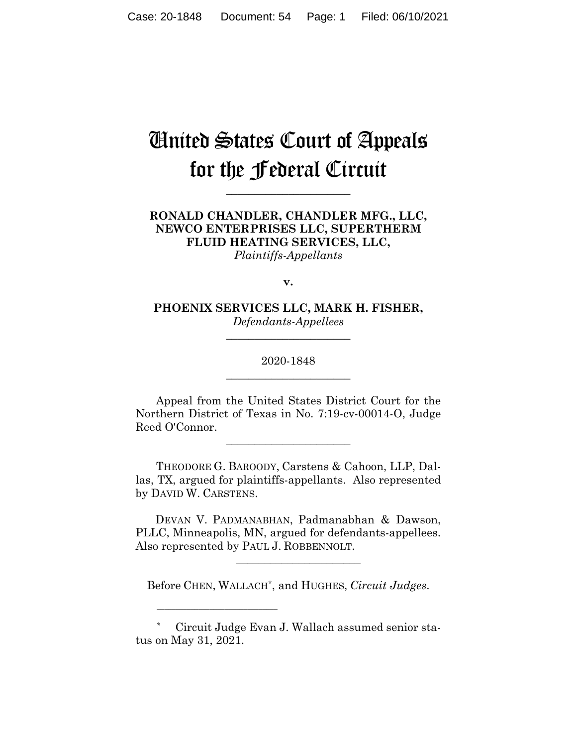# United States Court of Appeals for the Federal Circuit

---

**RONALD CHANDLER, CHANDLER MFG., LLC, NEWCO ENTERPRISES LLC, SUPERTHERM FLUID HEATING SERVICES, LLC,**
*Plaintiffs-Appellants*

**v.**

**PHOENIX SERVICES LLC, MARK H. FISHER,**
*Defendants-Appellees*

---

2020-1848

---

Appeal from the United States District Court for the Northern District of Texas in No. 7:19-cv-00014-O, Judge Reed O'Connor.

---

THEODORE G. BAROODY, Carstens & Cahoon, LLP, Dallas, TX, argued for plaintiffs-appellants. Also represented by DAVID W. CARSTENS.

DEVAN V. PADMANABHAN, Padmanabhan & Dawson, PLLC, Minneapolis, MN, argued for defendants-appellees. Also represented by PAUL J. ROBBENNOLT.

---

Before CHEN, WALLACH*, and HUGHES, *Circuit Judges*.

---

* Circuit Judge Evan J. Wallach assumed senior status on May 31, 2021.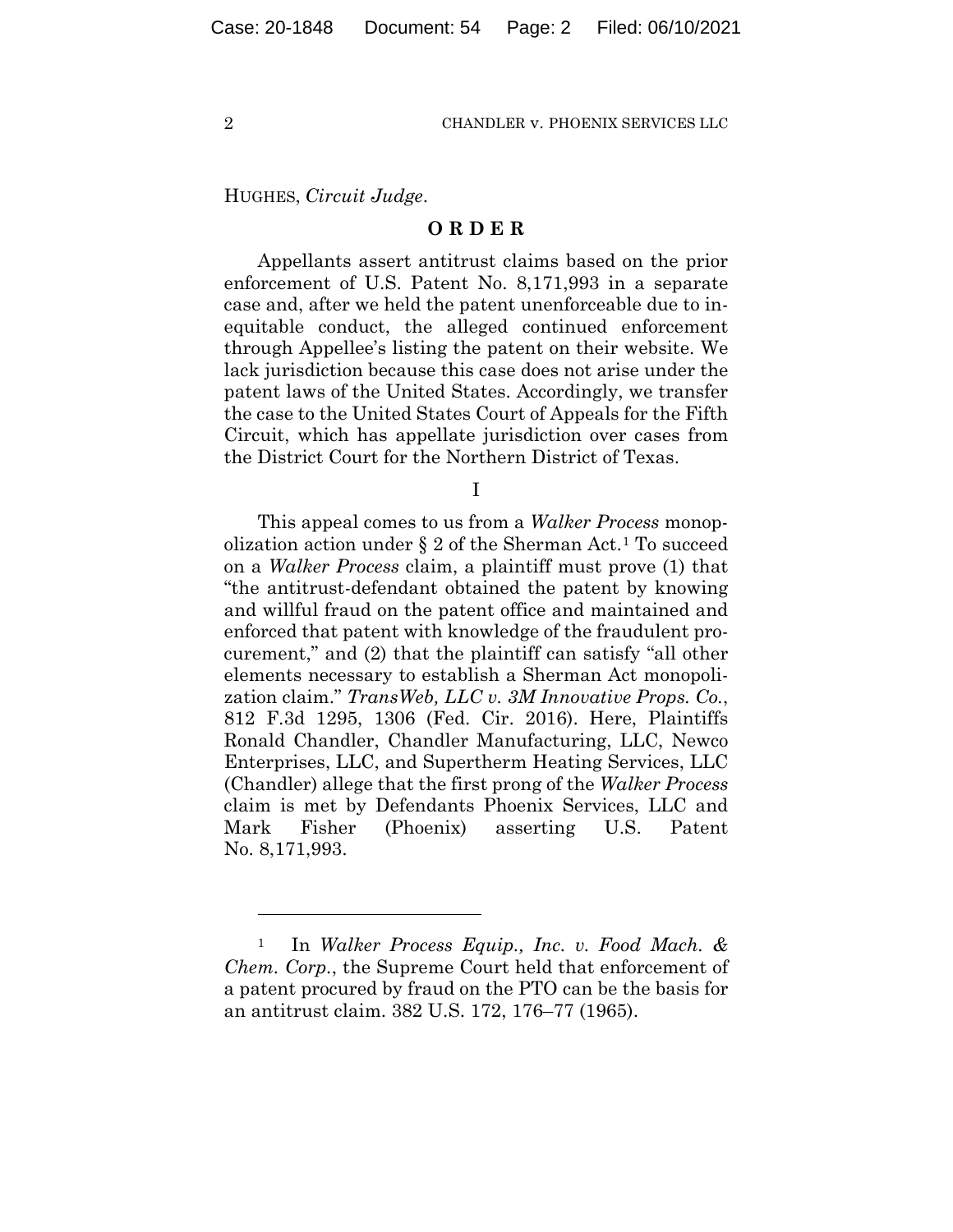HUGHES, *Circuit Judge*.

**O R D E R**

Appellants assert antitrust claims based on the prior enforcement of U.S. Patent No. 8,171,993 in a separate case and, after we held the patent unenforceable due to inequitable conduct, the alleged continued enforcement through Appellee's listing the patent on their website. We lack jurisdiction because this case does not arise under the patent laws of the United States. Accordingly, we transfer the case to the United States Court of Appeals for the Fifth Circuit, which has appellate jurisdiction over cases from the District Court for the Northern District of Texas.

I

This appeal comes to us from a *Walker Process* monopolization action under § 2 of the Sherman Act.[1] To succeed on a *Walker Process* claim, a plaintiff must prove (1) that "the antitrust-defendant obtained the patent by knowing and willful fraud on the patent office and maintained and enforced that patent with knowledge of the fraudulent procurement," and (2) that the plaintiff can satisfy "all other elements necessary to establish a Sherman Act monopolization claim." *TransWeb, LLC v. 3M Innovative Props. Co.*, 812 F.3d 1295, 1306 (Fed. Cir. 2016). Here, Plaintiffs Ronald Chandler, Chandler Manufacturing, LLC, Newco Enterprises, LLC, and Supertherm Heating Services, LLC (Chandler) allege that the first prong of the *Walker Process* claim is met by Defendants Phoenix Services, LLC and Mark Fisher (Phoenix) asserting U.S. Patent No. 8,171,993.

---

[1] In *Walker Process Equip., Inc. v. Food Mach. & Chem. Corp.*, the Supreme Court held that enforcement of a patent procured by fraud on the PTO can be the basis for an antitrust claim. 382 U.S. 172, 176–77 (1965).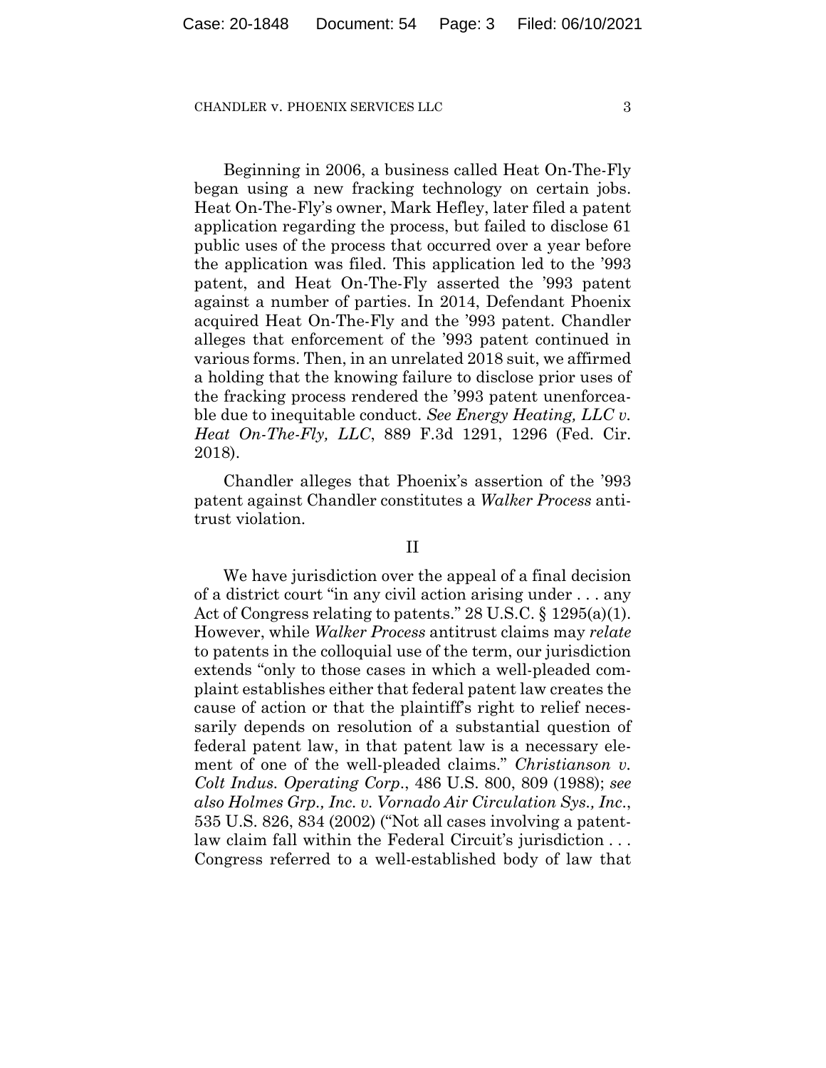Beginning in 2006, a business called Heat On-The-Fly began using a new fracking technology on certain jobs. Heat On-The-Fly's owner, Mark Hefley, later filed a patent application regarding the process, but failed to disclose 61 public uses of the process that occurred over a year before the application was filed. This application led to the '993 patent, and Heat On-The-Fly asserted the '993 patent against a number of parties. In 2014, Defendant Phoenix acquired Heat On-The-Fly and the '993 patent. Chandler alleges that enforcement of the '993 patent continued in various forms. Then, in an unrelated 2018 suit, we affirmed a holding that the knowing failure to disclose prior uses of the fracking process rendered the '993 patent unenforceable due to inequitable conduct. *See Energy Heating, LLC v. Heat On-The-Fly, LLC*, 889 F.3d 1291, 1296 (Fed. Cir. 2018).

Chandler alleges that Phoenix's assertion of the '993 patent against Chandler constitutes a *Walker Process* antitrust violation.

## II

We have jurisdiction over the appeal of a final decision of a district court "in any civil action arising under . . . any Act of Congress relating to patents." 28 U.S.C. § 1295(a)(1). However, while *Walker Process* antitrust claims may *relate* to patents in the colloquial use of the term, our jurisdiction extends "only to those cases in which a well-pleaded complaint establishes either that federal patent law creates the cause of action or that the plaintiff's right to relief necessarily depends on resolution of a substantial question of federal patent law, in that patent law is a necessary element of one of the well-pleaded claims." *Christianson v. Colt Indus. Operating Corp.*, 486 U.S. 800, 809 (1988); *see also Holmes Grp., Inc. v. Vornado Air Circulation Sys., Inc.*, 535 U.S. 826, 834 (2002) ("Not all cases involving a patent-law claim fall within the Federal Circuit's jurisdiction . . . Congress referred to a well-established body of law that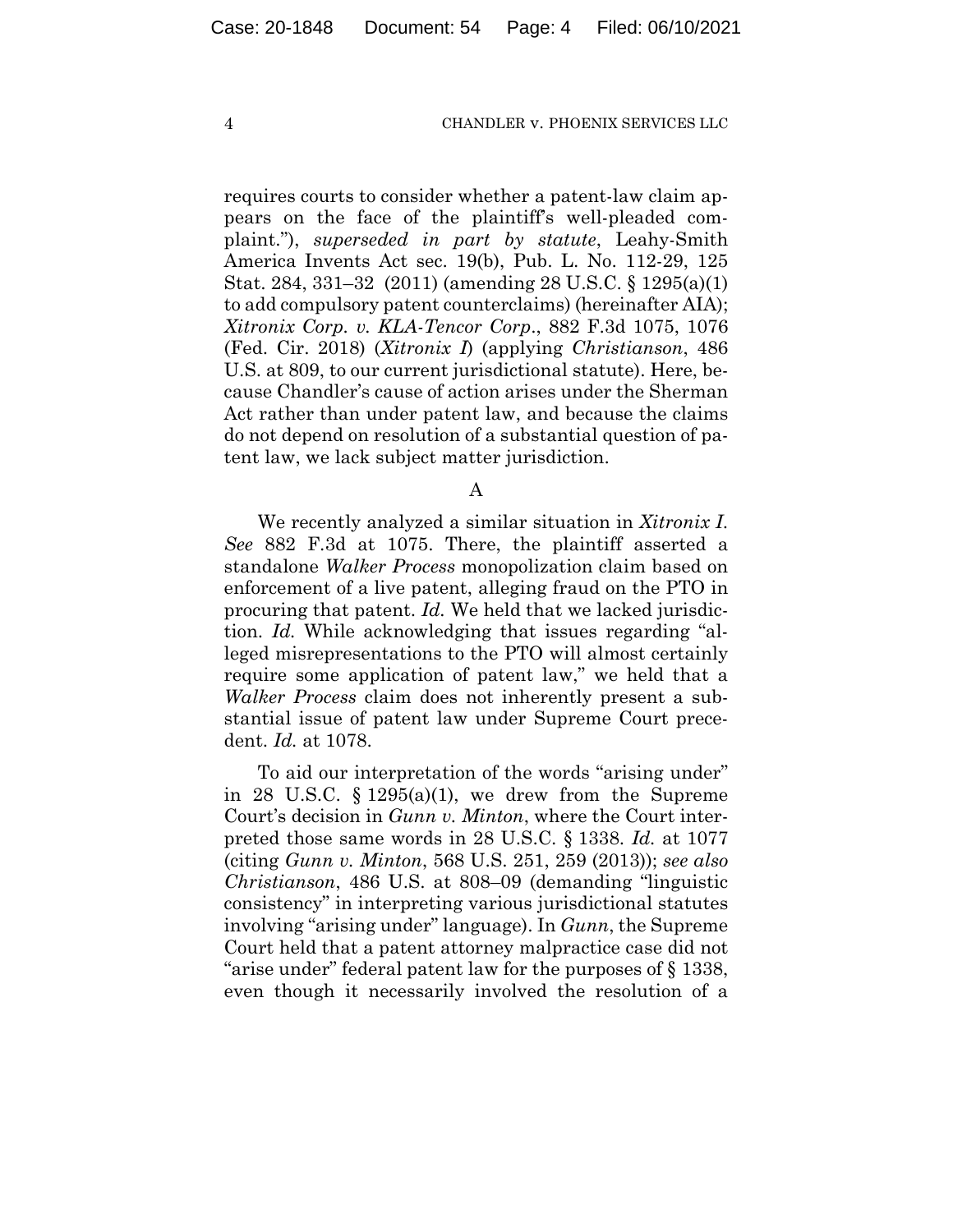requires courts to consider whether a patent-law claim appears on the face of the plaintiff's well-pleaded complaint."), *superseded in part by statute*, Leahy-Smith America Invents Act sec. 19(b), Pub. L. No. 112-29, 125 Stat. 284, 331–32 (2011) (amending 28 U.S.C. § 1295(a)(1) to add compulsory patent counterclaims) (hereinafter AIA); *Xitronix Corp. v. KLA-Tencor Corp.*, 882 F.3d 1075, 1076 (Fed. Cir. 2018) (*Xitronix I*) (applying *Christianson*, 486 U.S. at 809, to our current jurisdictional statute). Here, because Chandler's cause of action arises under the Sherman Act rather than under patent law, and because the claims do not depend on resolution of a substantial question of patent law, we lack subject matter jurisdiction.

### A

We recently analyzed a similar situation in *Xitronix I*. *See* 882 F.3d at 1075. There, the plaintiff asserted a standalone *Walker Process* monopolization claim based on enforcement of a live patent, alleging fraud on the PTO in procuring that patent. *Id.* We held that we lacked jurisdiction. *Id.* While acknowledging that issues regarding "alleged misrepresentations to the PTO will almost certainly require some application of patent law," we held that a *Walker Process* claim does not inherently present a substantial issue of patent law under Supreme Court precedent. *Id.* at 1078.

To aid our interpretation of the words "arising under" in 28 U.S.C. § 1295(a)(1), we drew from the Supreme Court's decision in *Gunn v. Minton*, where the Court interpreted those same words in 28 U.S.C. § 1338. *Id.* at 1077 (citing *Gunn v. Minton*, 568 U.S. 251, 259 (2013)); *see also Christianson*, 486 U.S. at 808–09 (demanding "linguistic consistency" in interpreting various jurisdictional statutes involving "arising under" language). In *Gunn*, the Supreme Court held that a patent attorney malpractice case did not "arise under" federal patent law for the purposes of § 1338, even though it necessarily involved the resolution of a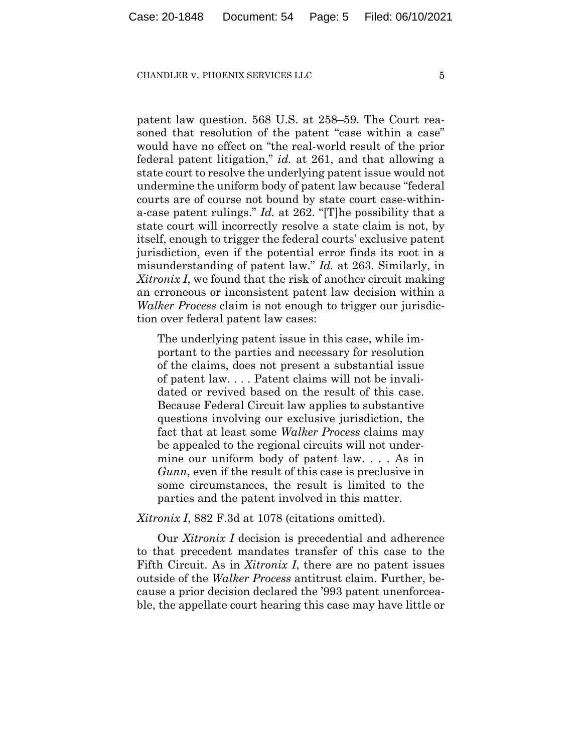patent law question. 568 U.S. at 258–59. The Court reasoned that resolution of the patent "case within a case" would have no effect on "the real-world result of the prior federal patent litigation," *id.* at 261, and that allowing a state court to resolve the underlying patent issue would not undermine the uniform body of patent law because "federal courts are of course not bound by state court case-within-a-case patent rulings." *Id.* at 262. "[T]he possibility that a state court will incorrectly resolve a state claim is not, by itself, enough to trigger the federal courts' exclusive patent jurisdiction, even if the potential error finds its root in a misunderstanding of patent law." *Id.* at 263. Similarly, in *Xitronix I*, we found that the risk of another circuit making an erroneous or inconsistent patent law decision within a *Walker Process* claim is not enough to trigger our jurisdiction over federal patent law cases:

> The underlying patent issue in this case, while important to the parties and necessary for resolution of the claims, does not present a substantial issue of patent law. . . . Patent claims will not be invalidated or revived based on the result of this case. Because Federal Circuit law applies to substantive questions involving our exclusive jurisdiction, the fact that at least some *Walker Process* claims may be appealed to the regional circuits will not undermine our uniform body of patent law. . . . As in *Gunn*, even if the result of this case is preclusive in some circumstances, the result is limited to the parties and the patent involved in this matter.

*Xitronix I*, 882 F.3d at 1078 (citations omitted).

Our *Xitronix I* decision is precedential and adherence to that precedent mandates transfer of this case to the Fifth Circuit. As in *Xitronix I*, there are no patent issues outside of the *Walker Process* antitrust claim. Further, because a prior decision declared the '993 patent unenforceable, the appellate court hearing this case may have little or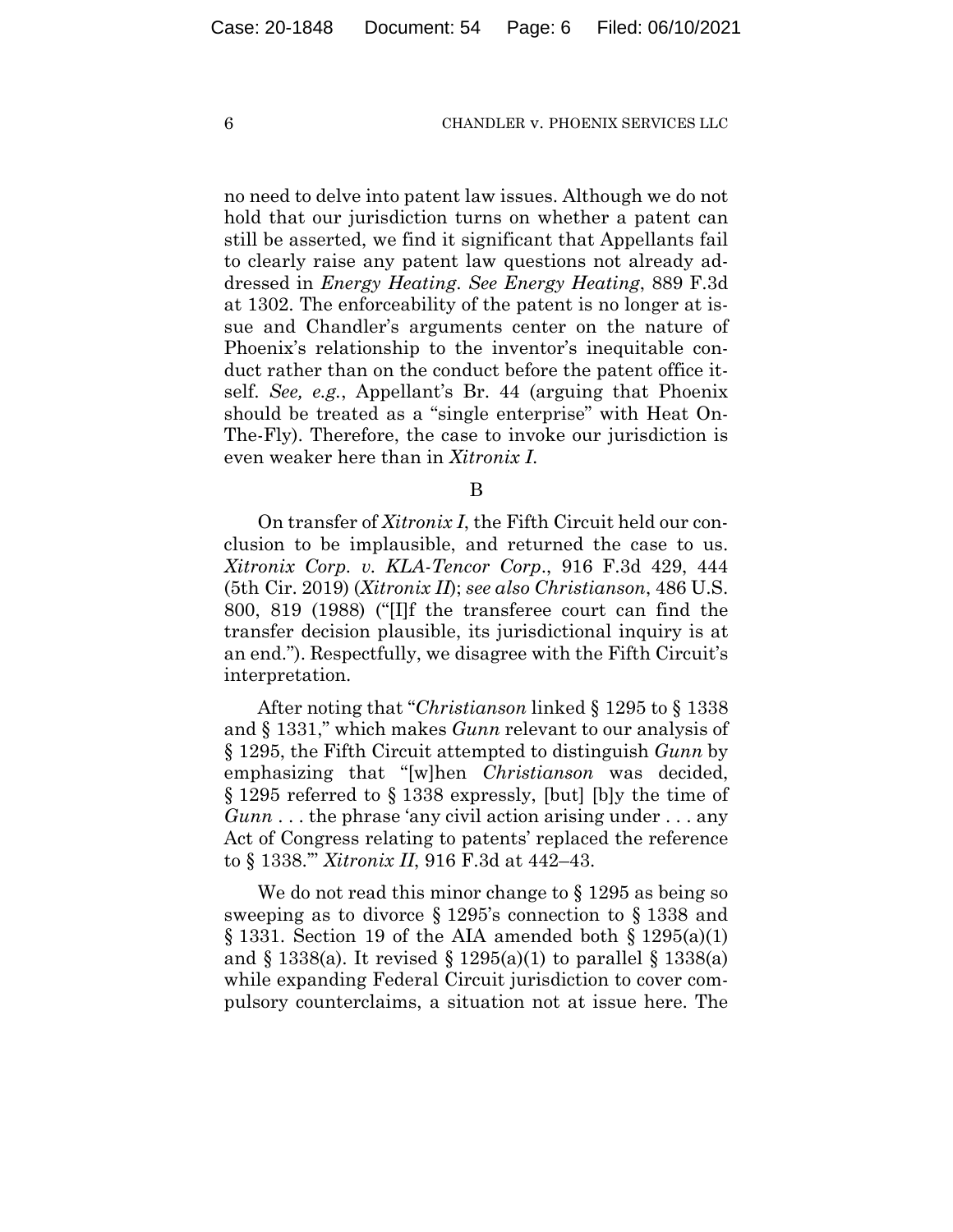no need to delve into patent law issues. Although we do not hold that our jurisdiction turns on whether a patent can still be asserted, we find it significant that Appellants fail to clearly raise any patent law questions not already addressed in *Energy Heating*. *See Energy Heating*, 889 F.3d at 1302. The enforceability of the patent is no longer at issue and Chandler's arguments center on the nature of Phoenix's relationship to the inventor's inequitable conduct rather than on the conduct before the patent office itself. *See, e.g.*, Appellant's Br. 44 (arguing that Phoenix should be treated as a "single enterprise" with Heat On-The-Fly). Therefore, the case to invoke our jurisdiction is even weaker here than in *Xitronix I*.

B

On transfer of *Xitronix I*, the Fifth Circuit held our conclusion to be implausible, and returned the case to us. *Xitronix Corp. v. KLA-Tencor Corp.*, 916 F.3d 429, 444 (5th Cir. 2019) (*Xitronix II*); *see also Christianson*, 486 U.S. 800, 819 (1988) ("[I]f the transferee court can find the transfer decision plausible, its jurisdictional inquiry is at an end."). Respectfully, we disagree with the Fifth Circuit's interpretation.

After noting that "*Christianson* linked § 1295 to § 1338 and § 1331," which makes *Gunn* relevant to our analysis of § 1295, the Fifth Circuit attempted to distinguish *Gunn* by emphasizing that "[w]hen *Christianson* was decided, § 1295 referred to § 1338 expressly, [but] [b]y the time of *Gunn* . . . the phrase 'any civil action arising under . . . any Act of Congress relating to patents' replaced the reference to § 1338.'" *Xitronix II*, 916 F.3d at 442–43.

We do not read this minor change to § 1295 as being so sweeping as to divorce § 1295's connection to § 1338 and § 1331. Section 19 of the AIA amended both § 1295(a)(1) and § 1338(a). It revised § 1295(a)(1) to parallel § 1338(a) while expanding Federal Circuit jurisdiction to cover compulsory counterclaims, a situation not at issue here. The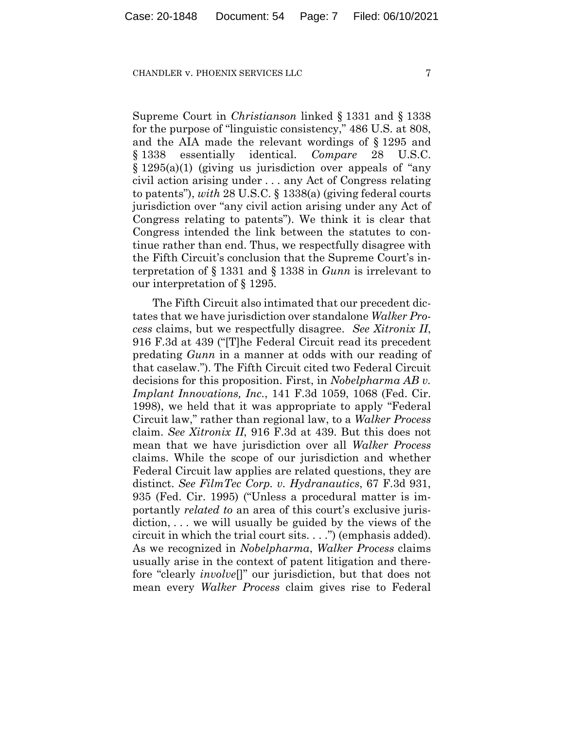Supreme Court in *Christianson* linked § 1331 and § 1338 for the purpose of "linguistic consistency," 486 U.S. at 808, and the AIA made the relevant wordings of § 1295 and § 1338 essentially identical. *Compare* 28 U.S.C. § 1295(a)(1) (giving us jurisdiction over appeals of "any civil action arising under . . . any Act of Congress relating to patents"), *with* 28 U.S.C. § 1338(a) (giving federal courts jurisdiction over "any civil action arising under any Act of Congress relating to patents"). We think it is clear that Congress intended the link between the statutes to continue rather than end. Thus, we respectfully disagree with the Fifth Circuit's conclusion that the Supreme Court's interpretation of § 1331 and § 1338 in *Gunn* is irrelevant to our interpretation of § 1295.

The Fifth Circuit also intimated that our precedent dictates that we have jurisdiction over standalone *Walker Process* claims, but we respectfully disagree. *See Xitronix II*, 916 F.3d at 439 ("[T]he Federal Circuit read its precedent predating *Gunn* in a manner at odds with our reading of that caselaw."). The Fifth Circuit cited two Federal Circuit decisions for this proposition. First, in *Nobelpharma AB v. Implant Innovations, Inc.*, 141 F.3d 1059, 1068 (Fed. Cir. 1998), we held that it was appropriate to apply "Federal Circuit law," rather than regional law, to a *Walker Process* claim. *See Xitronix II*, 916 F.3d at 439. But this does not mean that we have jurisdiction over all *Walker Process* claims. While the scope of our jurisdiction and whether Federal Circuit law applies are related questions, they are distinct. *See FilmTec Corp. v. Hydranautics*, 67 F.3d 931, 935 (Fed. Cir. 1995) ("Unless a procedural matter is importantly *related to* an area of this court's exclusive jurisdiction, . . . we will usually be guided by the views of the circuit in which the trial court sits. . . .") (emphasis added). As we recognized in *Nobelpharma*, *Walker Process* claims usually arise in the context of patent litigation and therefore "clearly *involve*[]" our jurisdiction, but that does not mean every *Walker Process* claim gives rise to Federal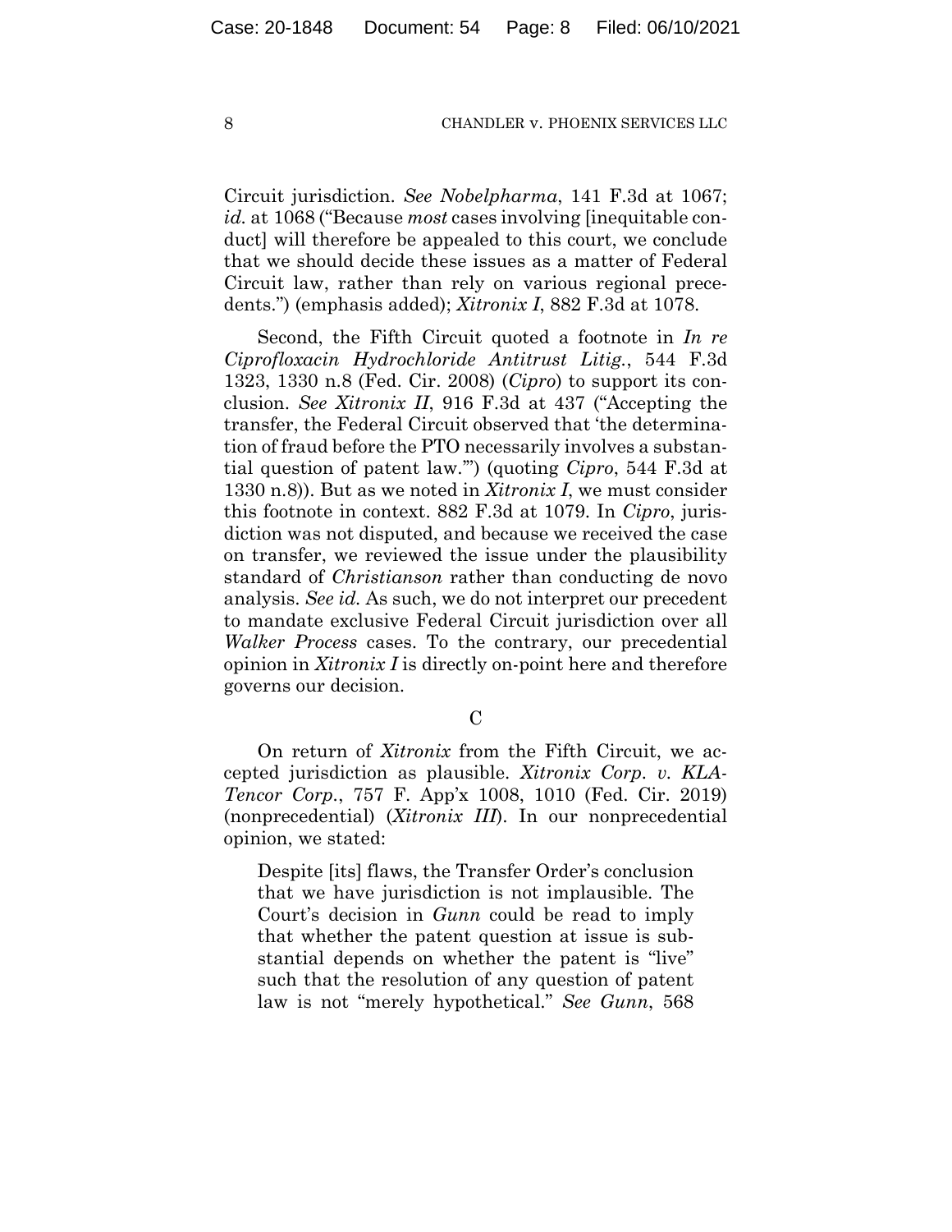Circuit jurisdiction. *See Nobelpharma*, 141 F.3d at 1067; *id.* at 1068 ("Because *most* cases involving [inequitable conduct] will therefore be appealed to this court, we conclude that we should decide these issues as a matter of Federal Circuit law, rather than rely on various regional precedents.") (emphasis added); *Xitronix I*, 882 F.3d at 1078.

Second, the Fifth Circuit quoted a footnote in *In re Ciprofloxacin Hydrochloride Antitrust Litig.*, 544 F.3d 1323, 1330 n.8 (Fed. Cir. 2008) (*Cipro*) to support its conclusion. *See Xitronix II*, 916 F.3d at 437 ("Accepting the transfer, the Federal Circuit observed that 'the determination of fraud before the PTO necessarily involves a substantial question of patent law.'") (quoting *Cipro*, 544 F.3d at 1330 n.8)). But as we noted in *Xitronix I*, we must consider this footnote in context. 882 F.3d at 1079. In *Cipro*, jurisdiction was not disputed, and because we received the case on transfer, we reviewed the issue under the plausibility standard of *Christianson* rather than conducting de novo analysis. *See id.* As such, we do not interpret our precedent to mandate exclusive Federal Circuit jurisdiction over all *Walker Process* cases. To the contrary, our precedential opinion in *Xitronix I* is directly on-point here and therefore governs our decision.

### C

On return of *Xitronix* from the Fifth Circuit, we accepted jurisdiction as plausible. *Xitronix Corp. v. KLA-Tencor Corp.*, 757 F. App'x 1008, 1010 (Fed. Cir. 2019) (nonprecedential) (*Xitronix III*). In our nonprecedential opinion, we stated:

> Despite [its] flaws, the Transfer Order's conclusion that we have jurisdiction is not implausible. The Court's decision in *Gunn* could be read to imply that whether the patent question at issue is substantial depends on whether the patent is "live" such that the resolution of any question of patent law is not "merely hypothetical." *See Gunn*, 568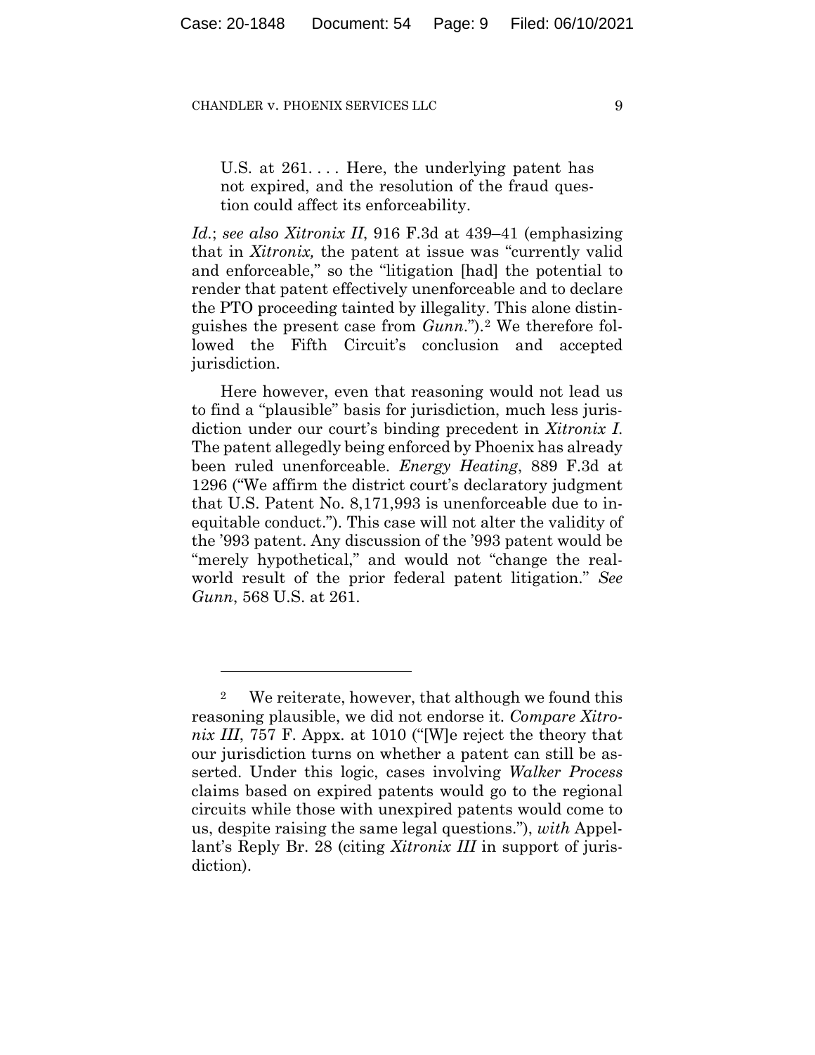> U.S. at 261. . . . Here, the underlying patent has not expired, and the resolution of the fraud question could affect its enforceability.

*Id.*; *see also Xitronix II*, 916 F.3d at 439–41 (emphasizing that in *Xitronix,* the patent at issue was "currently valid and enforceable," so the "litigation [had] the potential to render that patent effectively unenforceable and to declare the PTO proceeding tainted by illegality. This alone distinguishes the present case from *Gunn*.").[2] We therefore followed the Fifth Circuit's conclusion and accepted jurisdiction.

Here however, even that reasoning would not lead us to find a "plausible" basis for jurisdiction, much less jurisdiction under our court's binding precedent in *Xitronix I*. The patent allegedly being enforced by Phoenix has already been ruled unenforceable. *Energy Heating*, 889 F.3d at 1296 ("We affirm the district court's declaratory judgment that U.S. Patent No. 8,171,993 is unenforceable due to inequitable conduct."). This case will not alter the validity of the '993 patent. Any discussion of the '993 patent would be "merely hypothetical," and would not "change the real-world result of the prior federal patent litigation." *See Gunn*, 568 U.S. at 261.

---

[2] We reiterate, however, that although we found this reasoning plausible, we did not endorse it. *Compare Xitronix III*, 757 F. Appx. at 1010 ("[W]e reject the theory that our jurisdiction turns on whether a patent can still be asserted. Under this logic, cases involving *Walker Process* claims based on expired patents would go to the regional circuits while those with unexpired patents would come to us, despite raising the same legal questions."), *with* Appellant's Reply Br. 28 (citing *Xitronix III* in support of jurisdiction).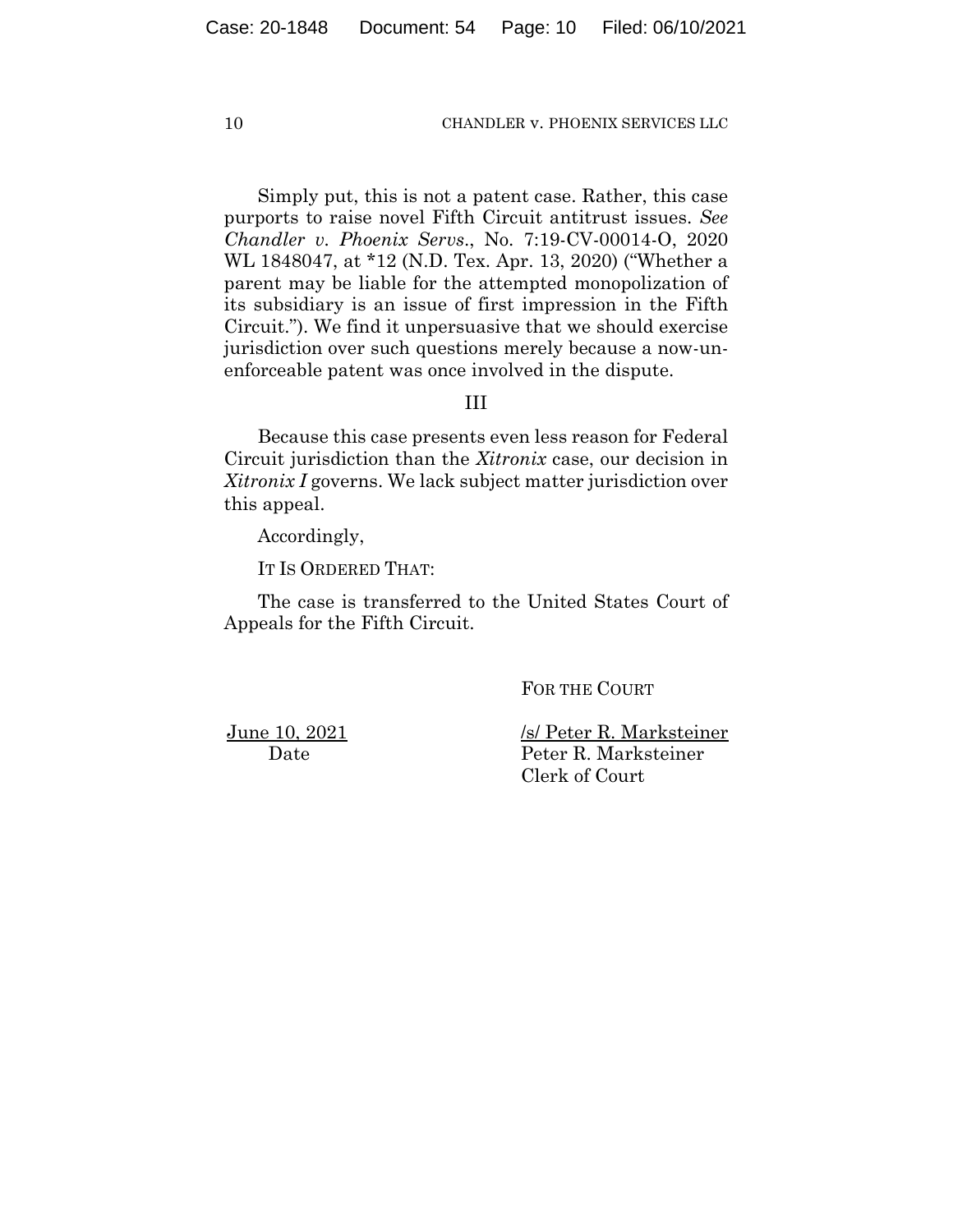Simply put, this is not a patent case. Rather, this case purports to raise novel Fifth Circuit antitrust issues. *See Chandler v. Phoenix Servs.*, No. 7:19-CV-00014-O, 2020 WL 1848047, at *12 (N.D. Tex. Apr. 13, 2020) ("Whether a parent may be liable for the attempted monopolization of its subsidiary is an issue of first impression in the Fifth Circuit."). We find it unpersuasive that we should exercise jurisdiction over such questions merely because a now-unenforceable patent was once involved in the dispute.

### III

Because this case presents even less reason for Federal Circuit jurisdiction than the *Xitronix* case, our decision in *Xitronix I* governs. We lack subject matter jurisdiction over this appeal.

Accordingly,

IT IS ORDERED THAT:

The case is transferred to the United States Court of Appeals for the Fifth Circuit.

FOR THE COURT

June 10, 2021
Date

/s/ Peter R. Marksteiner
Peter R. Marksteiner
Clerk of Court